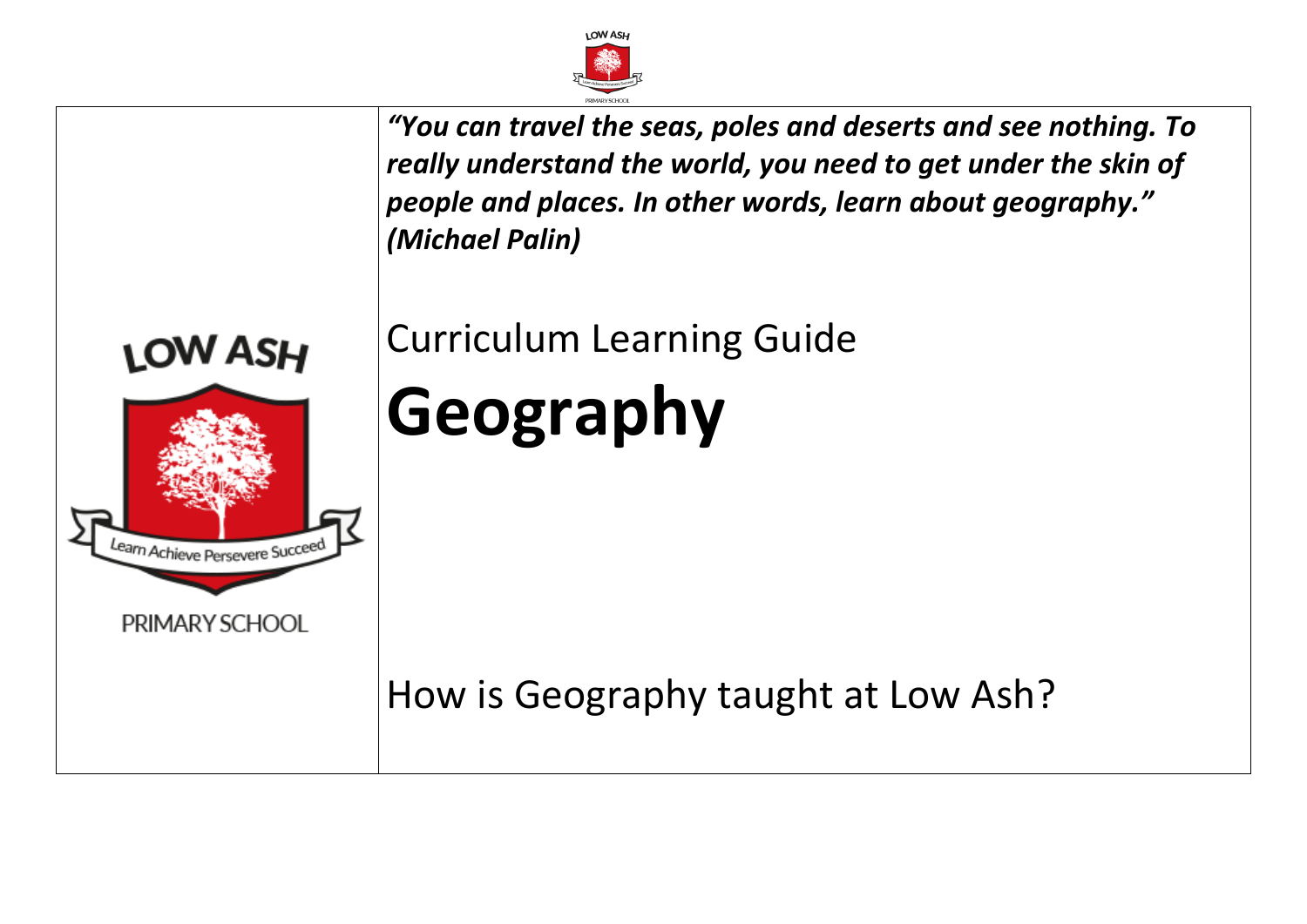***"You can travel the seas, poles and deserts and see nothing. To really understand the world, you need to get under the skin of people and places. In other words, learn about geography." (Michael Palin)***

Curriculum Learning Guide

# Geography

How is Geography taught at Low Ash?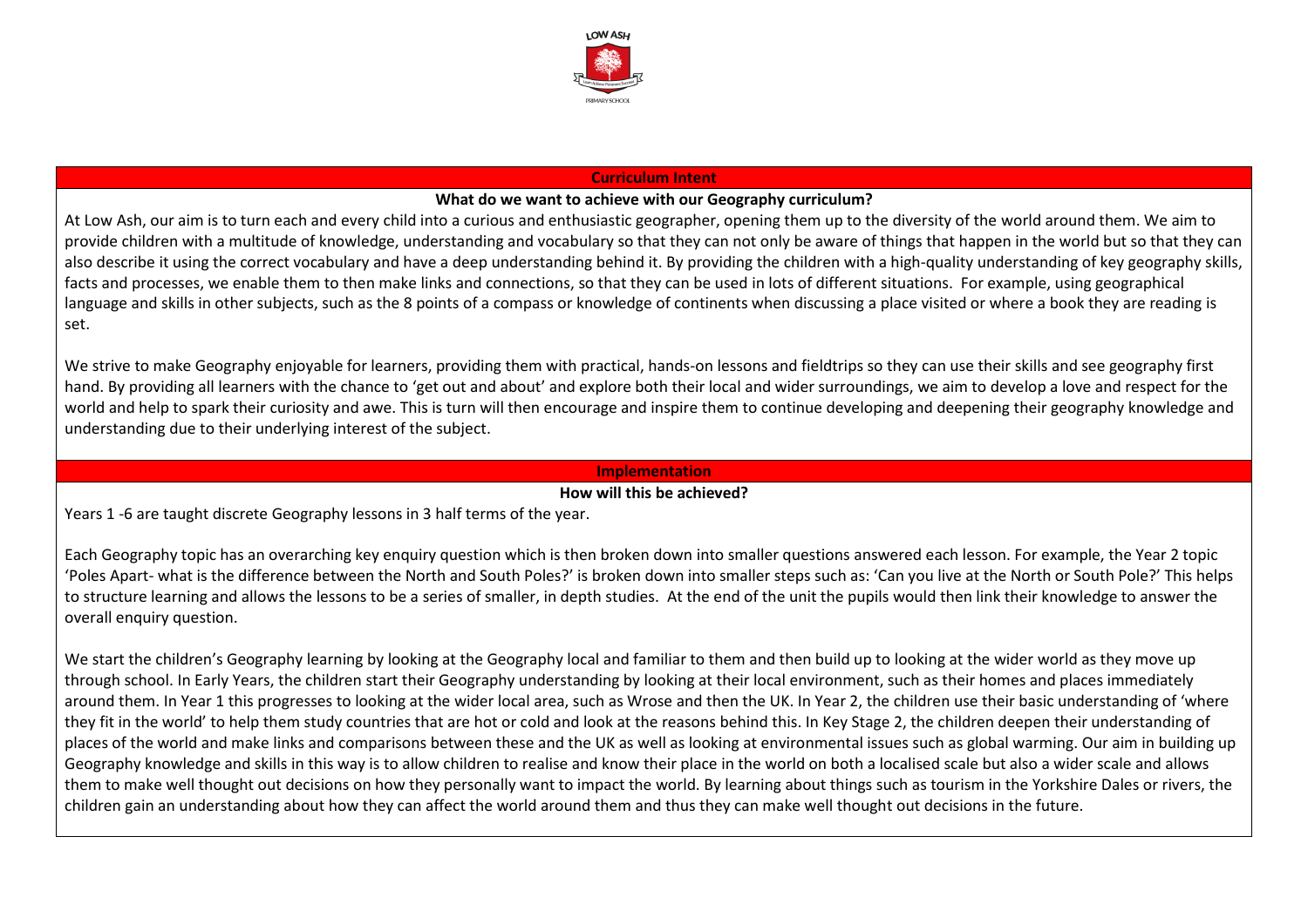## Curriculum Intent

### What do we want to achieve with our Geography curriculum?

At Low Ash, our aim is to turn each and every child into a curious and enthusiastic geographer, opening them up to the diversity of the world around them. We aim to provide children with a multitude of knowledge, understanding and vocabulary so that they can not only be aware of things that happen in the world but so that they can also describe it using the correct vocabulary and have a deep understanding behind it. By providing the children with a high-quality understanding of key geography skills, facts and processes, we enable them to then make links and connections, so that they can be used in lots of different situations. For example, using geographical language and skills in other subjects, such as the 8 points of a compass or knowledge of continents when discussing a place visited or where a book they are reading is set.

We strive to make Geography enjoyable for learners, providing them with practical, hands-on lessons and fieldtrips so they can use their skills and see geography first hand. By providing all learners with the chance to 'get out and about' and explore both their local and wider surroundings, we aim to develop a love and respect for the world and help to spark their curiosity and awe. This is turn will then encourage and inspire them to continue developing and deepening their geography knowledge and understanding due to their underlying interest of the subject.

## Implementation

### How will this be achieved?

Years 1 -6 are taught discrete Geography lessons in 3 half terms of the year.

Each Geography topic has an overarching key enquiry question which is then broken down into smaller questions answered each lesson. For example, the Year 2 topic 'Poles Apart- what is the difference between the North and South Poles?' is broken down into smaller steps such as: 'Can you live at the North or South Pole?' This helps to structure learning and allows the lessons to be a series of smaller, in depth studies. At the end of the unit the pupils would then link their knowledge to answer the overall enquiry question.

We start the children's Geography learning by looking at the Geography local and familiar to them and then build up to looking at the wider world as they move up through school. In Early Years, the children start their Geography understanding by looking at their local environment, such as their homes and places immediately around them. In Year 1 this progresses to looking at the wider local area, such as Wrose and then the UK. In Year 2, the children use their basic understanding of 'where they fit in the world' to help them study countries that are hot or cold and look at the reasons behind this. In Key Stage 2, the children deepen their understanding of places of the world and make links and comparisons between these and the UK as well as looking at environmental issues such as global warming. Our aim in building up Geography knowledge and skills in this way is to allow children to realise and know their place in the world on both a localised scale but also a wider scale and allows them to make well thought out decisions on how they personally want to impact the world. By learning about things such as tourism in the Yorkshire Dales or rivers, the children gain an understanding about how they can affect the world around them and thus they can make well thought out decisions in the future.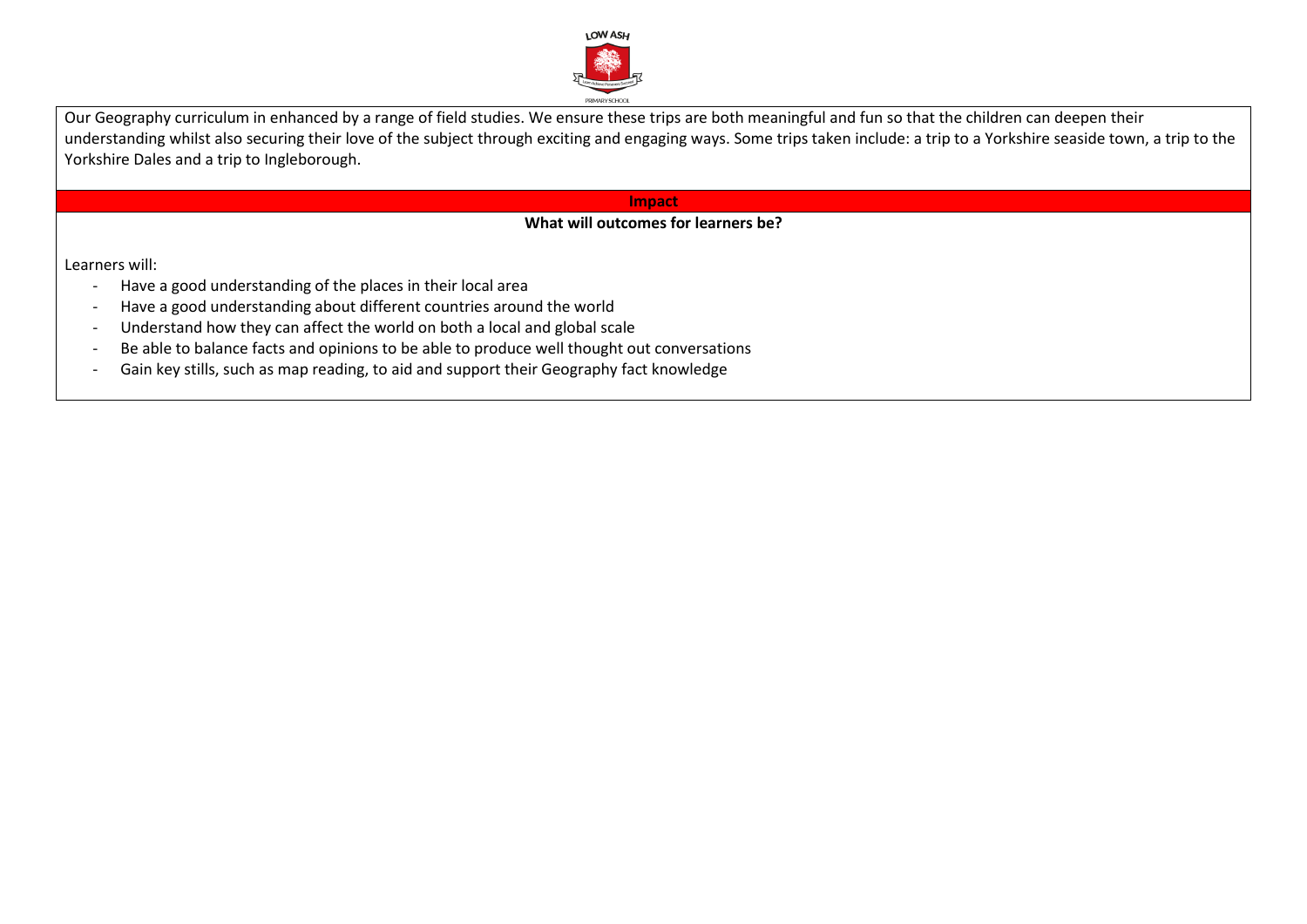Our Geography curriculum in enhanced by a range of field studies. We ensure these trips are both meaningful and fun so that the children can deepen their understanding whilst also securing their love of the subject through exciting and engaging ways. Some trips taken include: a trip to a Yorkshire seaside town, a trip to the Yorkshire Dales and a trip to Ingleborough.

## Impact

**What will outcomes for learners be?**

Learners will:

- Have a good understanding of the places in their local area
- Have a good understanding about different countries around the world
- Understand how they can affect the world on both a local and global scale
- Be able to balance facts and opinions to be able to produce well thought out conversations
- Gain key stills, such as map reading, to aid and support their Geography fact knowledge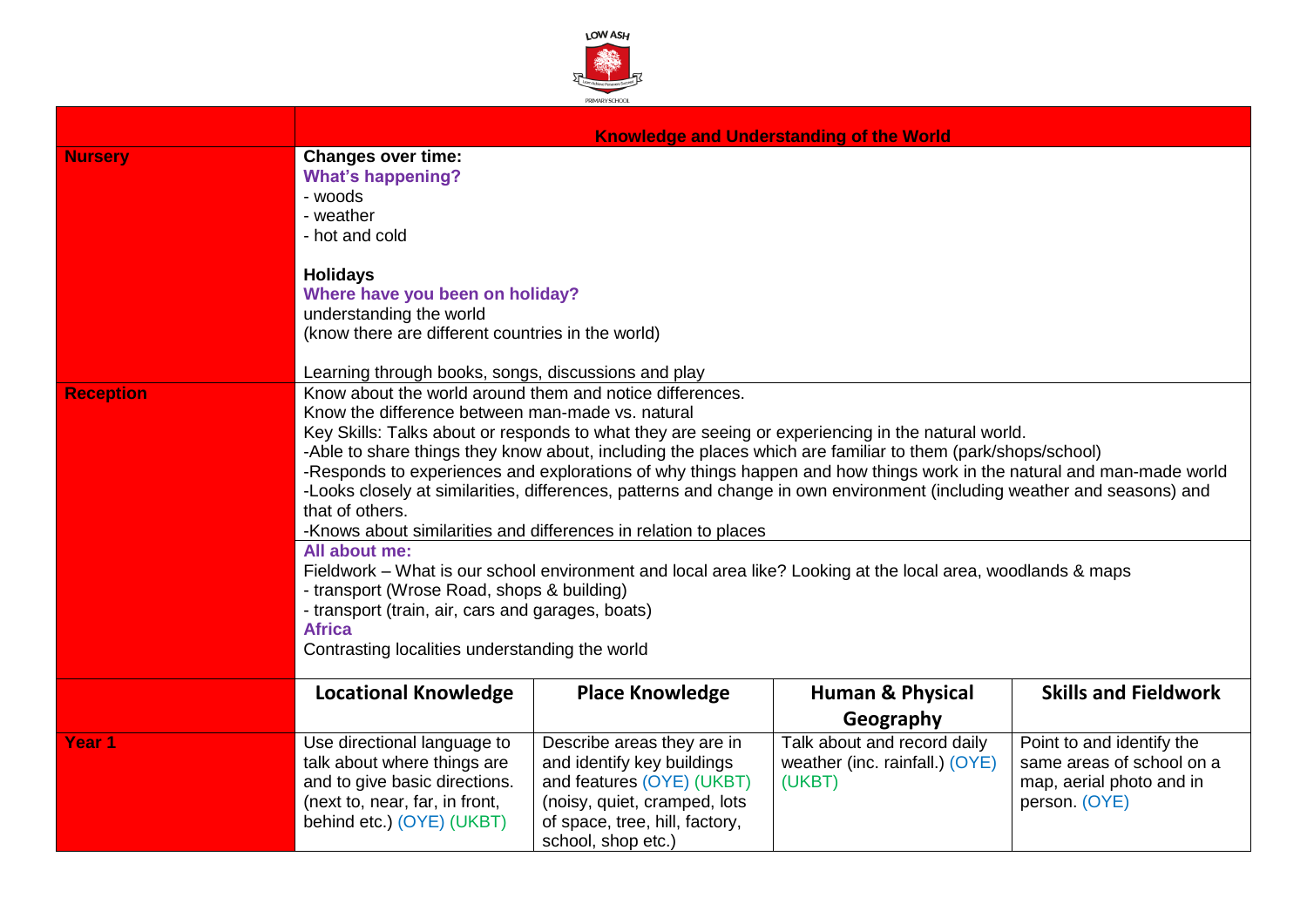| | Knowledge and Understanding of the World | | | |
|---|---|---|---|---|
| **Nursery** | **Changes over time:**<br>**What's happening?**<br>- woods<br>- weather<br>- hot and cold<br><br>**Holidays**<br>**Where have you been on holiday?**<br>understanding the world<br>(know there are different countries in the world)<br><br>Learning through books, songs, discussions and play | | | |
| **Reception** | Know about the world around them and notice differences.<br>Know the difference between man-made vs. natural<br>Key Skills: Talks about or responds to what they are seeing or experiencing in the natural world.<br>-Able to share things they know about, including the places which are familiar to them (park/shops/school)<br>-Responds to experiences and explorations of why things happen and how things work in the natural and man-made world<br>-Looks closely at similarities, differences, patterns and change in own environment (including weather and seasons) and that of others.<br>-Knows about similarities and differences in relation to places<br>**All about me:**<br>Fieldwork – What is our school environment and local area like? Looking at the local area, woodlands & maps<br>- transport (Wrose Road, shops & building)<br>- transport (train, air, cars and garages, boats)<br>**Africa**<br>Contrasting localities understanding the world | | | |
| | **Locational Knowledge** | **Place Knowledge** | **Human & Physical Geography** | **Skills and Fieldwork** |
| **Year 1** | Use directional language to talk about where things are and to give basic directions. (next to, near, far, in front, behind etc.) (OYE) (UKBT) | Describe areas they are in and identify key buildings and features (OYE) (UKBT) (noisy, quiet, cramped, lots of space, tree, hill, factory, school, shop etc.) | Talk about and record daily weather (inc. rainfall.) (OYE) (UKBT) | Point to and identify the same areas of school on a map, aerial photo and in person. (OYE) |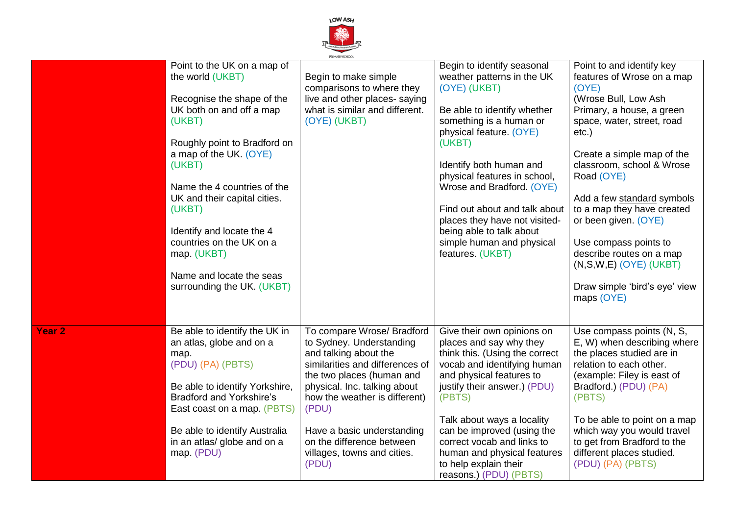| | | | | |
|---|---|---|---|---|
| | Point to the UK on a map of the world (UKBT)<br><br>Recognise the shape of the UK both on and off a map (UKBT)<br><br>Roughly point to Bradford on a map of the UK. (OYE) (UKBT)<br><br>Name the 4 countries of the UK and their capital cities. (UKBT)<br><br>Identify and locate the 4 countries on the UK on a map. (UKBT)<br><br>Name and locate the seas surrounding the UK. (UKBT) | Begin to make simple comparisons to where they live and other places- saying what is similar and different. (OYE) (UKBT) | Begin to identify seasonal weather patterns in the UK (OYE) (UKBT)<br><br>Be able to identify whether something is a human or physical feature. (OYE) (UKBT)<br><br>Identify both human and physical features in school, Wrose and Bradford. (OYE)<br><br>Find out about and talk about places they have not visited- being able to talk about simple human and physical features. (UKBT) | Point to and identify key features of Wrose on a map (OYE)<br>(Wrose Bull, Low Ash Primary, a house, a green space, water, street, road etc.)<br><br>Create a simple map of the classroom, school & Wrose Road (OYE)<br><br>Add a few standard symbols to a map they have created or been given. (OYE)<br><br>Use compass points to describe routes on a map (N,S,W,E) (OYE) (UKBT)<br><br>Draw simple 'bird's eye' view maps (OYE) |
| **Year 2** | Be able to identify the UK in an atlas, globe and on a map.<br>(PDU) (PA) (PBTS)<br><br>Be able to identify Yorkshire, Bradford and Yorkshire's East coast on a map. (PBTS)<br><br>Be able to identify Australia in an atlas/ globe and on a map. (PDU) | To compare Wrose/ Bradford to Sydney. Understanding and talking about the similarities and differences of the two places (human and physical. Inc. talking about how the weather is different) (PDU)<br><br>Have a basic understanding on the difference between villages, towns and cities. (PDU) | Give their own opinions on places and say why they think this. (Using the correct vocab and identifying human and physical features to justify their answer.) (PDU) (PBTS)<br><br>Talk about ways a locality can be improved (using the correct vocab and links to human and physical features to help explain their reasons.) (PDU) (PBTS) | Use compass points (N, S, E, W) when describing where the places studied are in relation to each other. (example: Filey is east of Bradford.) (PDU) (PA) (PBTS)<br><br>To be able to point on a map which way you would travel to get from Bradford to the different places studied. (PDU) (PA) (PBTS) |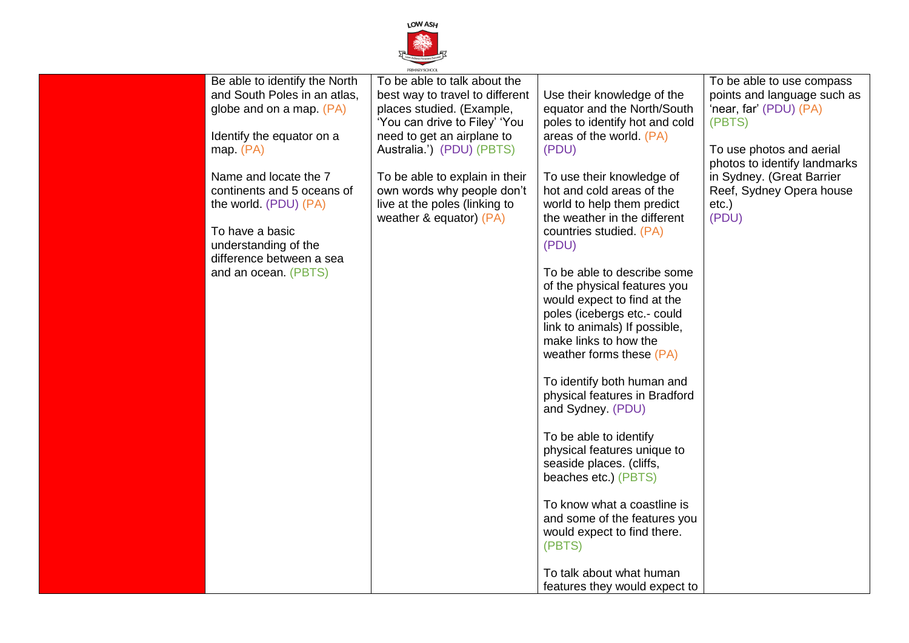| | | | | |
|---|---|---|---|---|
| | Be able to identify the North and South Poles in an atlas, globe and on a map. (PA)<br><br>Identify the equator on a map. (PA)<br><br>Name and locate the 7 continents and 5 oceans of the world. (PDU) (PA)<br><br>To have a basic understanding of the difference between a sea and an ocean. (PBTS) | To be able to talk about the best way to travel to different places studied. (Example, 'You can drive to Filey' 'You need to get an airplane to Australia.') (PDU) (PBTS)<br><br>To be able to explain in their own words why people don't live at the poles (linking to weather & equator) (PA) | Use their knowledge of the equator and the North/South poles to identify hot and cold areas of the world. (PA) (PDU)<br><br>To use their knowledge of hot and cold areas of the world to help them predict the weather in the different countries studied. (PA) (PDU)<br><br>To be able to describe some of the physical features you would expect to find at the poles (icebergs etc.- could link to animals) If possible, make links to how the weather forms these (PA)<br><br>To identify both human and physical features in Bradford and Sydney. (PDU)<br><br>To be able to identify physical features unique to seaside places. (cliffs, beaches etc.) (PBTS)<br><br>To know what a coastline is and some of the features you would expect to find there. (PBTS)<br><br>To talk about what human features they would expect to | To be able to use compass points and language such as 'near, far' (PDU) (PA) (PBTS)<br><br>To use photos and aerial photos to identify landmarks in Sydney. (Great Barrier Reef, Sydney Opera house etc.) (PDU) |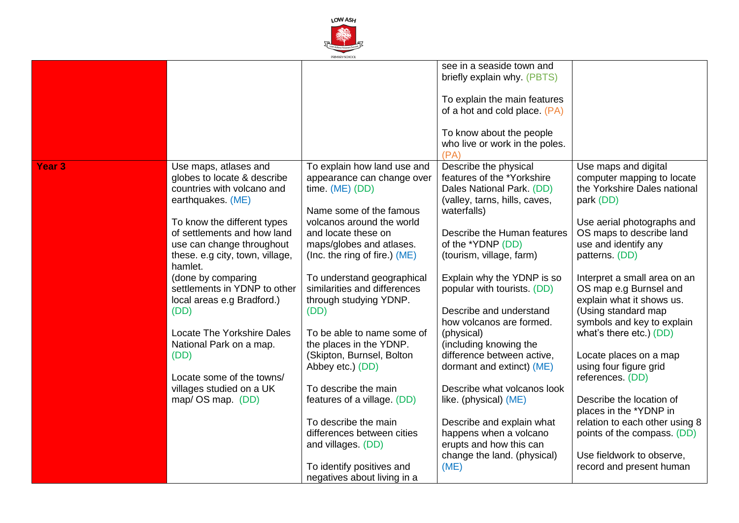| | | | | |
|---|---|---|---|---|
| | | | see in a seaside town and briefly explain why. (PBTS)<br><br>To explain the main features of a hot and cold place. (PA)<br><br>To know about the people who live or work in the poles. (PA) | |
| **Year 3** | Use maps, atlases and globes to locate & describe countries with volcano and earthquakes. (ME)<br><br>To know the different types of settlements and how land use can change throughout these. e.g city, town, village, hamlet.<br>(done by comparing settlements in YDNP to other local areas e.g Bradford.) (DD)<br><br>Locate The Yorkshire Dales National Park on a map. (DD)<br><br>Locate some of the towns/ villages studied on a UK map/ OS map. (DD) | To explain how land use and appearance can change over time. (ME) (DD)<br><br>Name some of the famous volcanos around the world and locate these on maps/globes and atlases. (Inc. the ring of fire.) (ME)<br><br>To understand geographical similarities and differences through studying YDNP. (DD)<br><br>To be able to name some of the places in the YDNP. (Skipton, Burnsel, Bolton Abbey etc.) (DD)<br><br>To describe the main features of a village. (DD)<br><br>To describe the main differences between cities and villages. (DD)<br><br>To identify positives and negatives about living in a | Describe the physical features of the *Yorkshire Dales National Park. (DD) (valley, tarns, hills, caves, waterfalls)<br><br>Describe the Human features of the *YDNP (DD) (tourism, village, farm)<br><br>Explain why the YDNP is so popular with tourists. (DD)<br><br>Describe and understand how volcanos are formed. (physical) (including knowing the difference between active, dormant and extinct) (ME)<br><br>Describe what volcanos look like. (physical) (ME)<br><br>Describe and explain what happens when a volcano erupts and how this can change the land. (physical) (ME) | Use maps and digital computer mapping to locate the Yorkshire Dales national park (DD)<br><br>Use aerial photographs and OS maps to describe land use and identify any patterns. (DD)<br><br>Interpret a small area on an OS map e.g Burnsel and explain what it shows us. (Using standard map symbols and key to explain what's there etc.) (DD)<br><br>Locate places on a map using four figure grid references. (DD)<br><br>Describe the location of places in the *YDNP in relation to each other using 8 points of the compass. (DD)<br><br>Use fieldwork to observe, record and present human |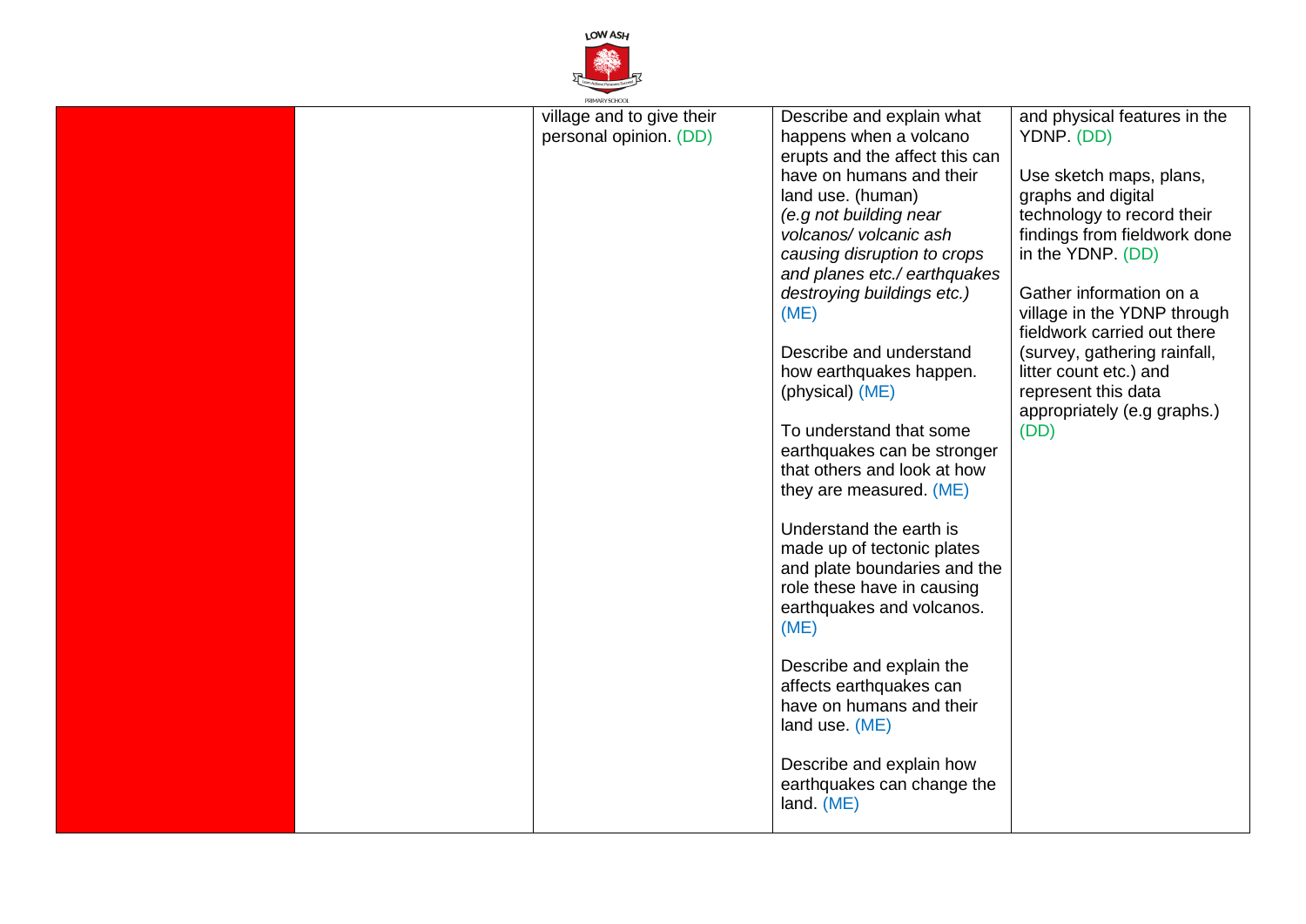| | | | | |
|---|---|---|---|---|
| | | village and to give their personal opinion. (DD) | Describe and explain what happens when a volcano erupts and the affect this can have on humans and their land use. (human) *(e.g not building near volcanos/ volcanic ash causing disruption to crops and planes etc./ earthquakes destroying buildings etc.)* (ME)<br><br>Describe and understand how earthquakes happen. (physical) (ME)<br><br>To understand that some earthquakes can be stronger that others and look at how they are measured. (ME)<br><br>Understand the earth is made up of tectonic plates and plate boundaries and the role these have in causing earthquakes and volcanos. (ME)<br><br>Describe and explain the affects earthquakes can have on humans and their land use. (ME)<br><br>Describe and explain how earthquakes can change the land. (ME) | and physical features in the YDNP. (DD)<br><br>Use sketch maps, plans, graphs and digital technology to record their findings from fieldwork done in the YDNP. (DD)<br><br>Gather information on a village in the YDNP through fieldwork carried out there (survey, gathering rainfall, litter count etc.) and represent this data appropriately (e.g graphs.) (DD) |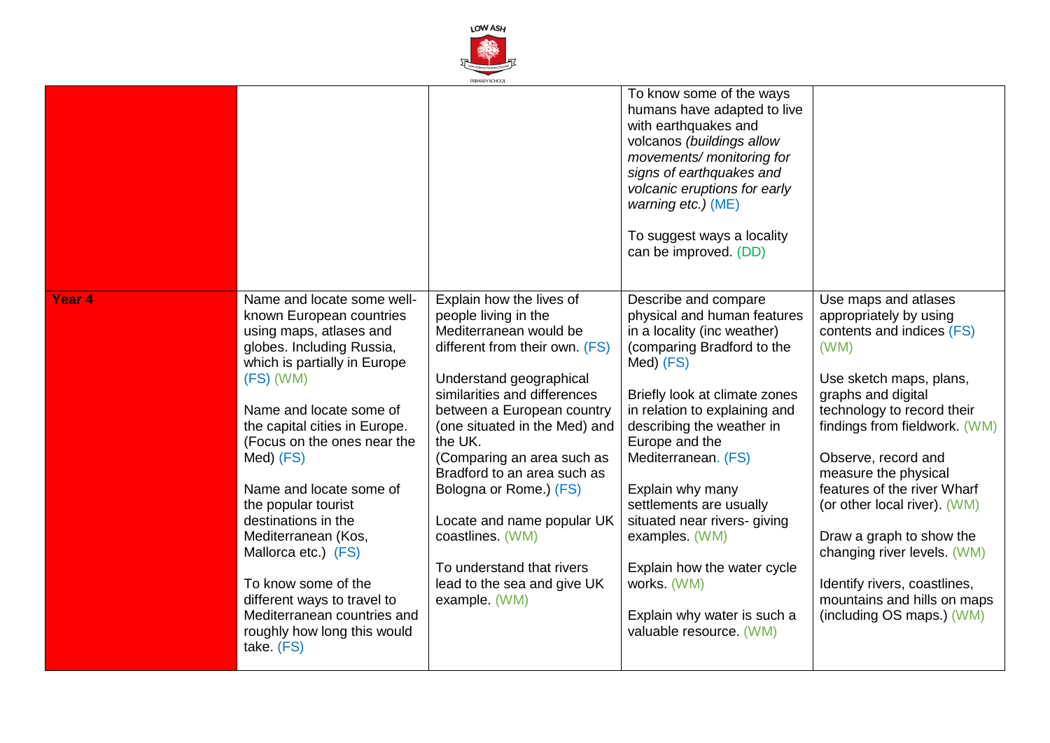| | | | | |
|---|---|---|---|---|
| | | | To know some of the ways humans have adapted to live with earthquakes and volcanos *(buildings allow movements/ monitoring for signs of earthquakes and volcanic eruptions for early warning etc.)* (ME)<br><br>To suggest ways a locality can be improved. (DD) | |
| **Year 4** | Name and locate some well-known European countries using maps, atlases and globes. Including Russia, which is partially in Europe (FS) (WM)<br><br>Name and locate some of the capital cities in Europe. (Focus on the ones near the Med) (FS)<br><br>Name and locate some of the popular tourist destinations in the Mediterranean (Kos, Mallorca etc.) (FS)<br><br>To know some of the different ways to travel to Mediterranean countries and roughly how long this would take. (FS) | Explain how the lives of people living in the Mediterranean would be different from their own. (FS)<br><br>Understand geographical similarities and differences between a European country (one situated in the Med) and the UK.<br>(Comparing an area such as Bradford to an area such as Bologna or Rome.) (FS)<br><br>Locate and name popular UK coastlines. (WM)<br><br>To understand that rivers lead to the sea and give UK example. (WM) | Describe and compare physical and human features in a locality (inc weather) (comparing Bradford to the Med) (FS)<br><br>Briefly look at climate zones in relation to explaining and describing the weather in Europe and the Mediterranean. (FS)<br><br>Explain why many settlements are usually situated near rivers- giving examples. (WM)<br><br>Explain how the water cycle works. (WM)<br><br>Explain why water is such a valuable resource. (WM) | Use maps and atlases appropriately by using contents and indices (FS) (WM)<br><br>Use sketch maps, plans, graphs and digital technology to record their findings from fieldwork. (WM)<br><br>Observe, record and measure the physical features of the river Wharf (or other local river). (WM)<br><br>Draw a graph to show the changing river levels. (WM)<br><br>Identify rivers, coastlines, mountains and hills on maps (including OS maps.) (WM) |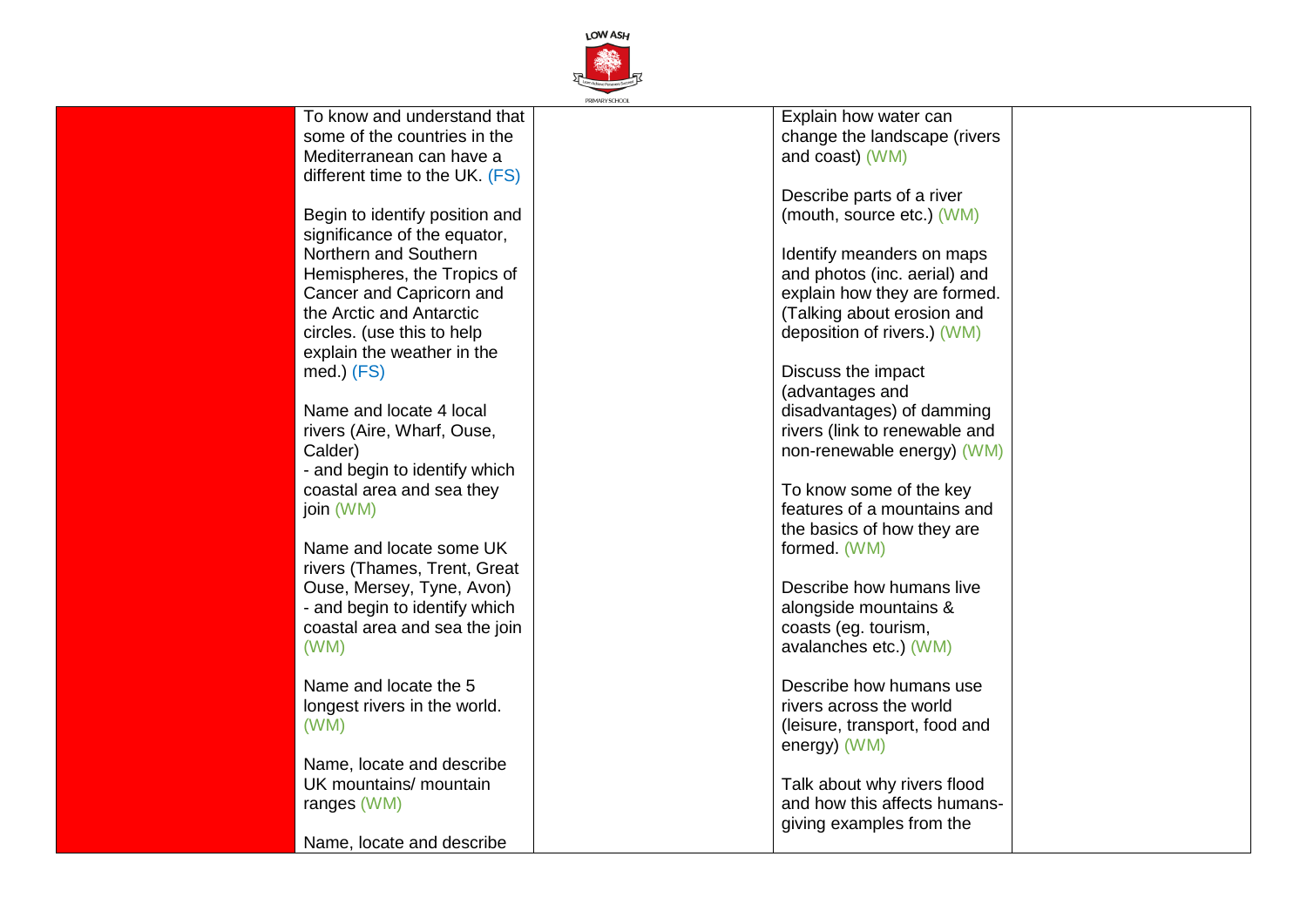| | | | | |
|---|---|---|---|---|
| | To know and understand that some of the countries in the Mediterranean can have a different time to the UK. (FS)<br><br>Begin to identify position and significance of the equator, Northern and Southern Hemispheres, the Tropics of Cancer and Capricorn and the Arctic and Antarctic circles. (use this to help explain the weather in the med.) (FS)<br><br>Name and locate 4 local rivers (Aire, Wharf, Ouse, Calder)<br>- and begin to identify which coastal area and sea they join (WM)<br><br>Name and locate some UK rivers (Thames, Trent, Great Ouse, Mersey, Tyne, Avon)<br>- and begin to identify which coastal area and sea the join (WM)<br><br>Name and locate the 5 longest rivers in the world. (WM)<br><br>Name, locate and describe UK mountains/ mountain ranges (WM)<br><br>Name, locate and describe | | Explain how water can change the landscape (rivers and coast) (WM)<br><br>Describe parts of a river (mouth, source etc.) (WM)<br><br>Identify meanders on maps and photos (inc. aerial) and explain how they are formed. (Talking about erosion and deposition of rivers.) (WM)<br><br>Discuss the impact (advantages and disadvantages) of damming rivers (link to renewable and non-renewable energy) (WM)<br><br>To know some of the key features of a mountains and the basics of how they are formed. (WM)<br><br>Describe how humans live alongside mountains & coasts (eg. tourism, avalanches etc.) (WM)<br><br>Describe how humans use rivers across the world (leisure, transport, food and energy) (WM)<br><br>Talk about why rivers flood and how this affects humans- giving examples from the | |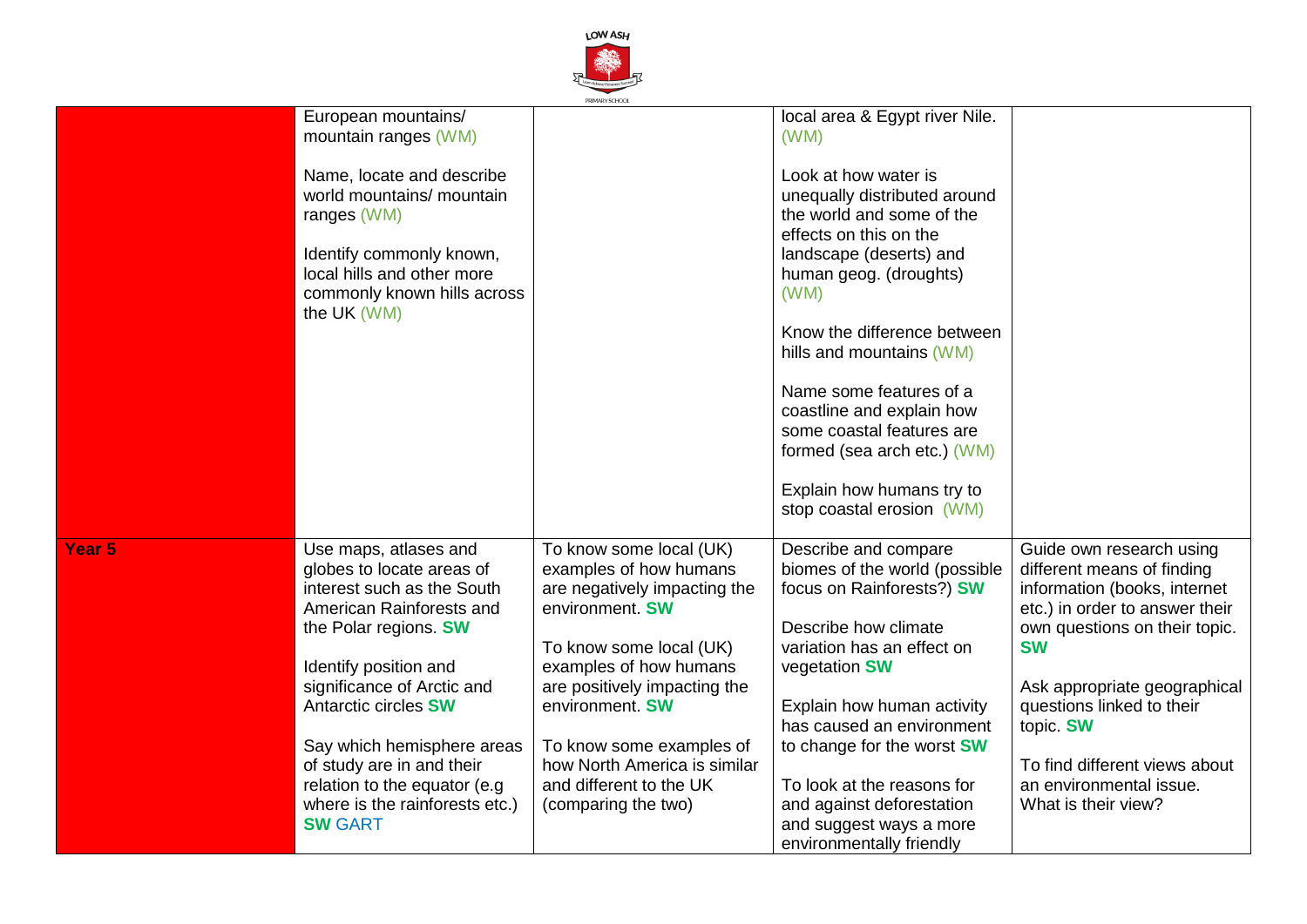| | | | | |
|---|---|---|---|---|
| | European mountains/ mountain ranges (WM)<br><br>Name, locate and describe world mountains/ mountain ranges (WM)<br><br>Identify commonly known, local hills and other more commonly known hills across the UK (WM) | | local area & Egypt river Nile. (WM)<br><br>Look at how water is unequally distributed around the world and some of the effects on this on the landscape (deserts) and human geog. (droughts) (WM)<br><br>Know the difference between hills and mountains (WM)<br><br>Name some features of a coastline and explain how some coastal features are formed (sea arch etc.) (WM)<br><br>Explain how humans try to stop coastal erosion (WM) | |
| **Year 5** | Use maps, atlases and globes to locate areas of interest such as the South American Rainforests and the Polar regions. **SW**<br><br>Identify position and significance of Arctic and Antarctic circles **SW**<br><br>Say which hemisphere areas of study are in and their relation to the equator (e.g where is the rainforests etc.) **SW** GART | To know some local (UK) examples of how humans are negatively impacting the environment. **SW**<br><br>To know some local (UK) examples of how humans are positively impacting the environment. **SW**<br><br>To know some examples of how North America is similar and different to the UK (comparing the two) | Describe and compare biomes of the world (possible focus on Rainforests?) **SW**<br><br>Describe how climate variation has an effect on vegetation **SW**<br><br>Explain how human activity has caused an environment to change for the worst **SW**<br><br>To look at the reasons for and against deforestation and suggest ways a more environmentally friendly | Guide own research using different means of finding information (books, internet etc.) in order to answer their own questions on their topic. **SW**<br><br>Ask appropriate geographical questions linked to their topic. **SW**<br><br>To find different views about an environmental issue. What is their view? |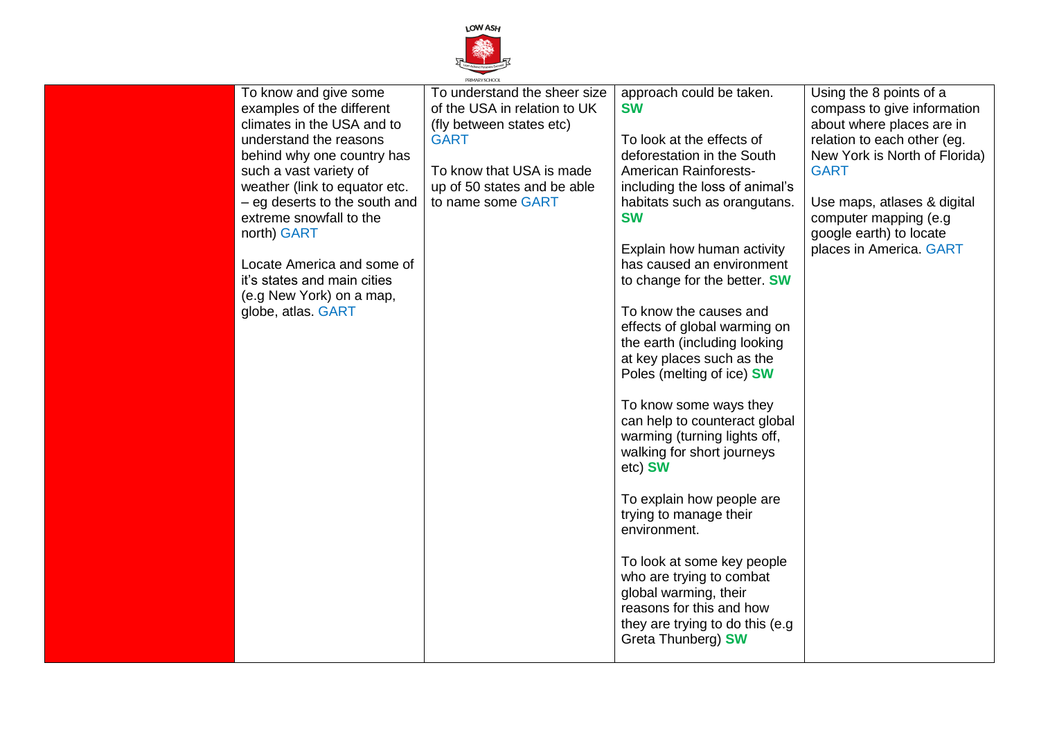|  |  |  |  |  |
|---|---|---|---|---|
|  | To know and give some examples of the different climates in the USA and to understand the reasons behind why one country has such a vast variety of weather (link to equator etc. – eg deserts to the south and extreme snowfall to the north) GART<br><br>Locate America and some of it's states and main cities (e.g New York) on a map, globe, atlas. GART | To understand the sheer size of the USA in relation to UK (fly between states etc) GART<br><br>To know that USA is made up of 50 states and be able to name some GART | approach could be taken. **SW**<br><br>To look at the effects of deforestation in the South American Rainforests- including the loss of animal's habitats such as orangutans. **SW**<br><br>Explain how human activity has caused an environment to change for the better. **SW**<br><br>To know the causes and effects of global warming on the earth (including looking at key places such as the Poles (melting of ice) **SW**<br><br>To know some ways they can help to counteract global warming (turning lights off, walking for short journeys etc) **SW**<br><br>To explain how people are trying to manage their environment.<br><br>To look at some key people who are trying to combat global warming, their reasons for this and how they are trying to do this (e.g Greta Thunberg) **SW** | Using the 8 points of a compass to give information about where places are in relation to each other (eg. New York is North of Florida) GART<br><br>Use maps, atlases & digital computer mapping (e.g google earth) to locate places in America. GART |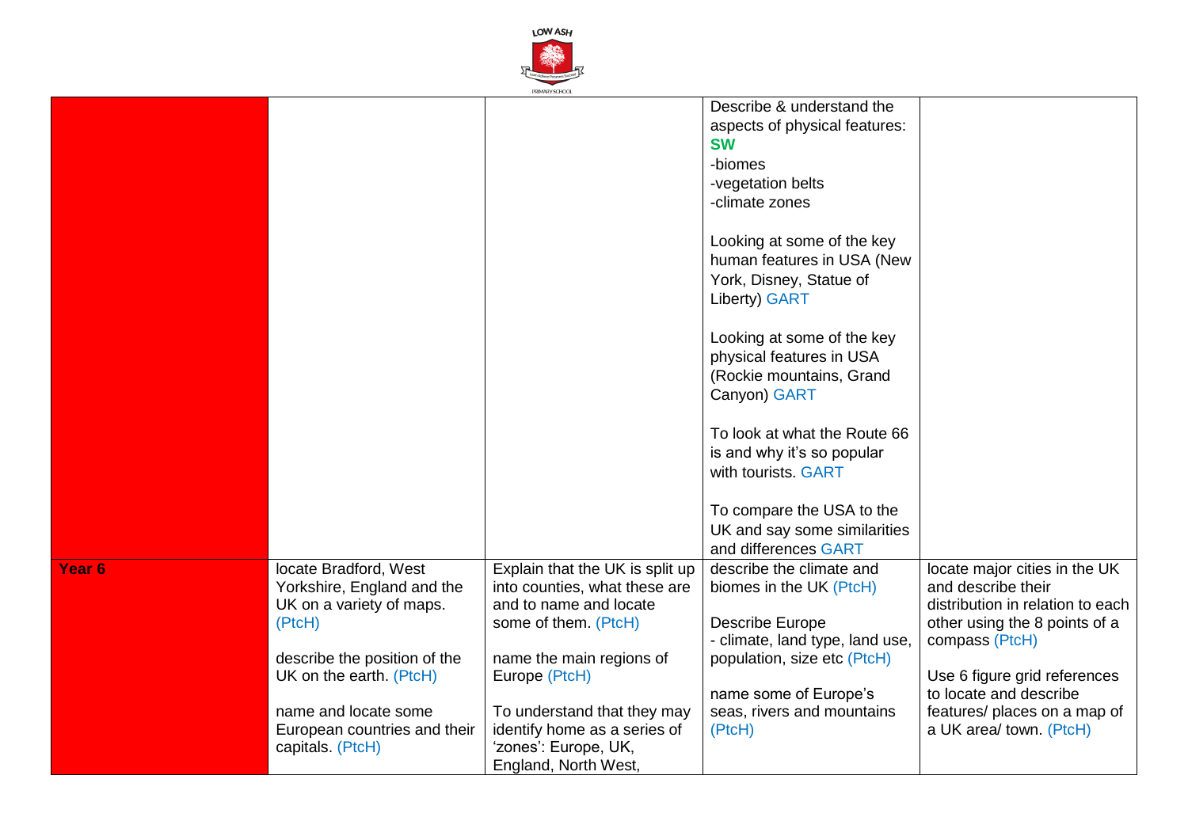| | | | | |
|---|---|---|---|---|
| | | | Describe & understand the aspects of physical features: **SW**<br>-biomes<br>-vegetation belts<br>-climate zones<br><br>Looking at some of the key human features in USA (New York, Disney, Statue of Liberty) GART<br><br>Looking at some of the key physical features in USA (Rockie mountains, Grand Canyon) GART<br><br>To look at what the Route 66 is and why it's so popular with tourists. GART<br><br>To compare the USA to the UK and say some similarities and differences GART | |
| **Year 6** | locate Bradford, West Yorkshire, England and the UK on a variety of maps. (PtcH)<br><br>describe the position of the UK on the earth. (PtcH)<br><br>name and locate some European countries and their capitals. (PtcH) | Explain that the UK is split up into counties, what these are and to name and locate some of them. (PtcH)<br><br>name the main regions of Europe (PtcH)<br><br>To understand that they may identify home as a series of 'zones': Europe, UK, England, North West, | describe the climate and biomes in the UK (PtcH)<br><br>Describe Europe<br>- climate, land type, land use, population, size etc (PtcH)<br><br>name some of Europe's seas, rivers and mountains (PtcH) | locate major cities in the UK and describe their distribution in relation to each other using the 8 points of a compass (PtcH)<br><br>Use 6 figure grid references to locate and describe features/ places on a map of a UK area/ town. (PtcH) |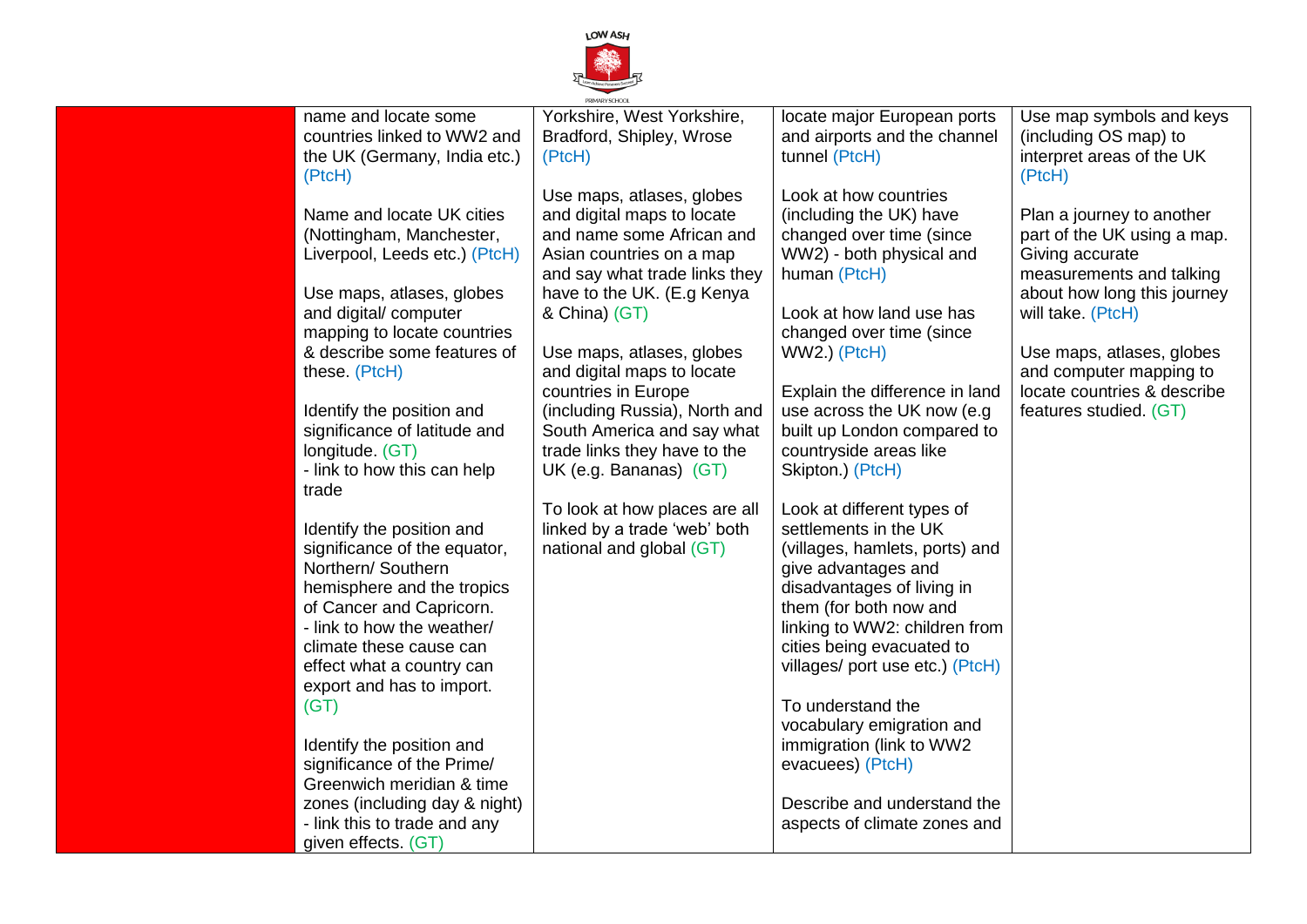| | | | | |
|---|---|---|---|---|
| | name and locate some countries linked to WW2 and the UK (Germany, India etc.) (PtcH)<br><br>Name and locate UK cities (Nottingham, Manchester, Liverpool, Leeds etc.) (PtcH)<br><br>Use maps, atlases, globes and digital/ computer mapping to locate countries & describe some features of these. (PtcH)<br><br>Identify the position and significance of latitude and longitude. (GT)<br>- link to how this can help trade<br><br>Identify the position and significance of the equator, Northern/ Southern hemisphere and the tropics of Cancer and Capricorn.<br>- link to how the weather/ climate these cause can effect what a country can export and has to import. (GT)<br><br>Identify the position and significance of the Prime/ Greenwich meridian & time zones (including day & night)<br>- link this to trade and any given effects. (GT) | Yorkshire, West Yorkshire, Bradford, Shipley, Wrose (PtcH)<br><br>Use maps, atlases, globes and digital maps to locate and name some African and Asian countries on a map and say what trade links they have to the UK. (E.g Kenya & China) (GT)<br><br>Use maps, atlases, globes and digital maps to locate countries in Europe (including Russia), North and South America and say what trade links they have to the UK (e.g. Bananas) (GT)<br><br>To look at how places are all linked by a trade 'web' both national and global (GT) | locate major European ports and airports and the channel tunnel (PtcH)<br><br>Look at how countries (including the UK) have changed over time (since WW2) - both physical and human (PtcH)<br><br>Look at how land use has changed over time (since WW2.) (PtcH)<br><br>Explain the difference in land use across the UK now (e.g built up London compared to countryside areas like Skipton.) (PtcH)<br><br>Look at different types of settlements in the UK (villages, hamlets, ports) and give advantages and disadvantages of living in them (for both now and linking to WW2: children from cities being evacuated to villages/ port use etc.) (PtcH)<br><br>To understand the vocabulary emigration and immigration (link to WW2 evacuees) (PtcH)<br><br>Describe and understand the aspects of climate zones and | Use map symbols and keys (including OS map) to interpret areas of the UK (PtcH)<br><br>Plan a journey to another part of the UK using a map. Giving accurate measurements and talking about how long this journey will take. (PtcH)<br><br>Use maps, atlases, globes and computer mapping to locate countries & describe features studied. (GT) |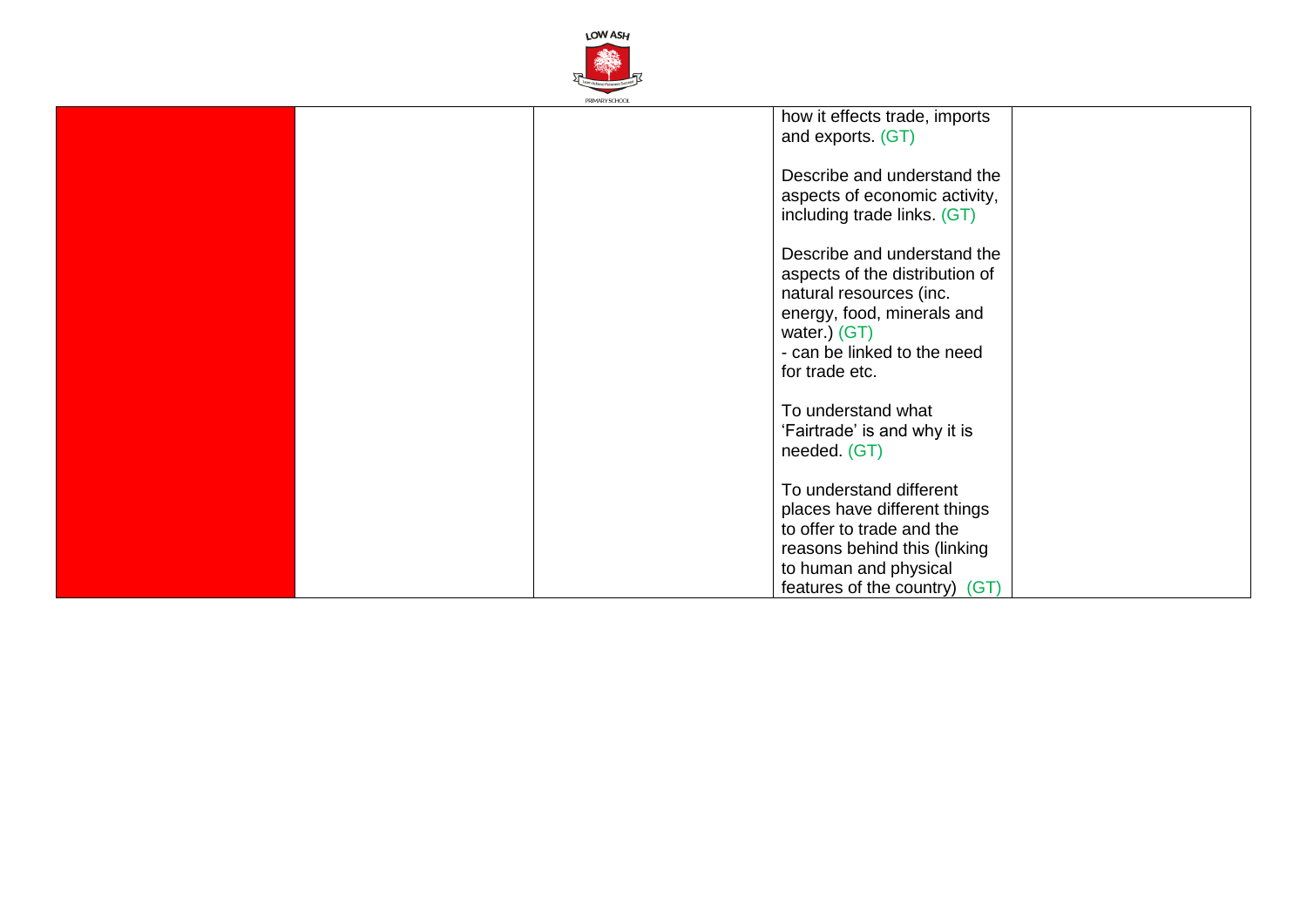| | | | | |
|---|---|---|---|---|
| | | | how it effects trade, imports and exports. (GT)<br><br>Describe and understand the aspects of economic activity, including trade links. (GT)<br><br>Describe and understand the aspects of the distribution of natural resources (inc. energy, food, minerals and water.) (GT)<br>- can be linked to the need for trade etc.<br><br>To understand what 'Fairtrade' is and why it is needed. (GT)<br><br>To understand different places have different things to offer to trade and the reasons behind this (linking to human and physical features of the country) (GT) | |